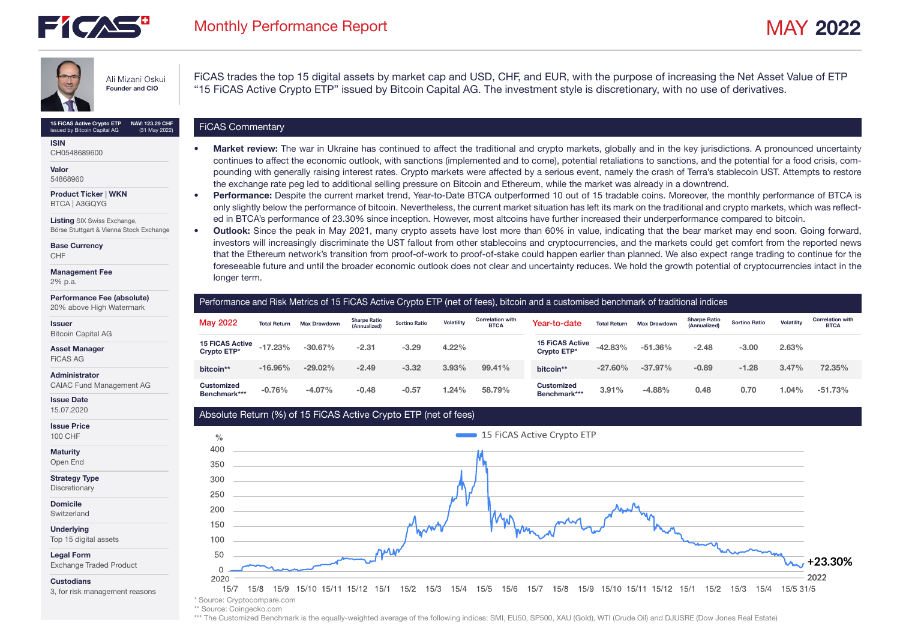# FiCAS Monthly Performance Report

## MAY 2022

Ali Mizani Oskui
**Founder and CIO**

FiCAS trades the top 15 digital assets by market cap and USD, CHF, and EUR, with the purpose of increasing the Net Asset Value of ETP "15 FiCAS Active Crypto ETP" issued by Bitcoin Capital AG. The investment style is discretionary, with no use of derivatives.

**15 FiCAS Active Crypto ETP** issued by Bitcoin Capital AG — **NAV: 123.29 CHF** (31 May 2022)

**ISIN**
CH0548689600

**Valor**
54868960

**Product Ticker | WKN**
BTCA | A3GQYG

**Listing** SIX Swiss Exchange, Börse Stuttgart & Vienna Stock Exchange

**Base Currency**
CHF

**Management Fee**
2% p.a.

**Performance Fee (absolute)**
20% above High Watermark

**Issuer**
Bitcoin Capital AG

**Asset Manager**
FiCAS AG

**Administrator**
CAIAC Fund Management AG

**Issue Date**
15.07.2020

**Issue Price**
100 CHF

**Maturity**
Open End

**Strategy Type**
Discretionary

**Domicile**
Switzerland

**Underlying**
Top 15 digital assets

**Legal Form**
Exchange Traded Product

**Custodians**
3, for risk management reasons

## FiCAS Commentary

- **Market review:** The war in Ukraine has continued to affect the traditional and crypto markets, globally and in the key jurisdictions. A pronounced uncertainty continues to affect the economic outlook, with sanctions (implemented and to come), potential retaliations to sanctions, and the potential for a food crisis, compounding with generally raising interest rates. Crypto markets were affected by a serious event, namely the crash of Terra's stablecoin UST. Attempts to restore the exchange rate peg led to additional selling pressure on Bitcoin and Ethereum, while the market was already in a downtrend.
- **Performance:** Despite the current market trend, Year-to-Date BTCA outperformed 10 out of 15 tradable coins. Moreover, the monthly performance of BTCA is only slightly below the performance of bitcoin. Nevertheless, the current market situation has left its mark on the traditional and crypto markets, which was reflected in BTCA's performance of 23.30% since inception. However, most altcoins have further increased their underperformance compared to bitcoin.
- **Outlook:** Since the peak in May 2021, many crypto assets have lost more than 60% in value, indicating that the bear market may end soon. Going forward, investors will increasingly discriminate the UST fallout from other stablecoins and cryptocurrencies, and the markets could get comfort from the reported news that the Ethereum network's transition from proof-of-work to proof-of-stake could happen earlier than planned. We also expect range trading to continue for the foreseeable future and until the broader economic outlook does not clear and uncertainty reduces. We hold the growth potential of cryptocurrencies intact in the longer term.

## Performance and Risk Metrics of 15 FiCAS Active Crypto ETP (net of fees), bitcoin and a customised benchmark of traditional indices

| May 2022 | Total Return | Max Drawdown | Sharpe Ratio (Annualized) | Sortino Ratio | Volatility | Correlation with BTCA |
|---|---|---|---|---|---|---|
| 15 FiCAS Active Crypto ETP* | -17.23% | -30.67% | -2.31 | -3.29 | 4.22% | |
| bitcoin** | -16.96% | -29.02% | -2.49 | -3.32 | 3.93% | 99.41% |
| Customized Benchmark*** | -0.76% | -4.07% | -0.48 | -0.57 | 1.24% | 58.79% |

| Year-to-date | Total Return | Max Drawdown | Sharpe Ratio (Annualized) | Sortino Ratio | Volatility | Correlation with BTCA |
|---|---|---|---|---|---|---|
| 15 FiCAS Active Crypto ETP* | -42.83% | -51.36% | -2.48 | -3.00 | 2.63% | |
| bitcoin** | -27.60% | -37.97% | -0.89 | -1.28 | 3.47% | 72.35% |
| Customized Benchmark*** | 3.91% | -4.88% | 0.48 | 0.70 | 1.04% | -51.73% |

## Absolute Return (%) of 15 FiCAS Active Crypto ETP (net of fees)

[Chart: 15 FiCAS Active Crypto ETP, % return from 15/7 2020 to 31/5 2022; final value +23.30%]

\* Source: Cryptocompare.com
\*\* Source: Coingecko.com
\*\*\* The Customized Benchmark is the equally-weighted average of the following indices: SMI, EU50, SP500, XAU (Gold), WTI (Crude Oil) and DJUSRE (Dow Jones Real Estate)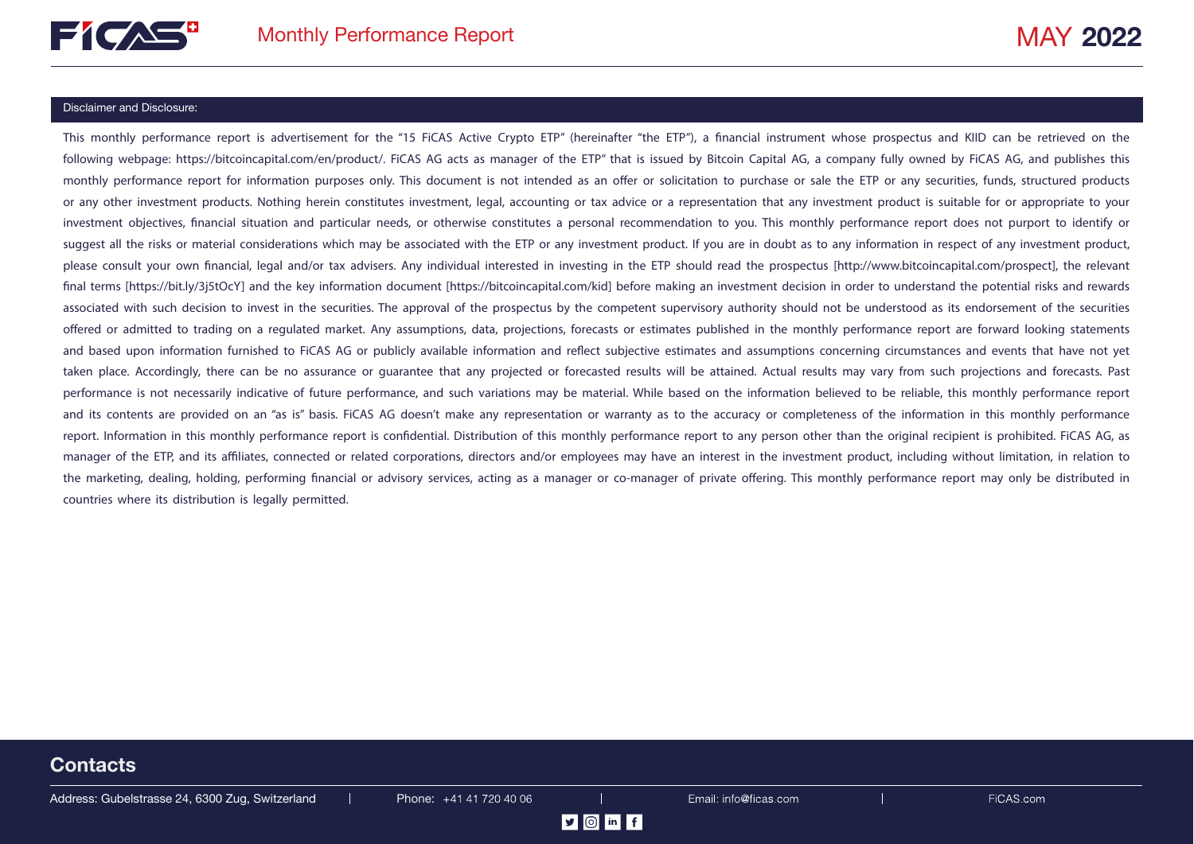## Disclaimer and Disclosure:

This monthly performance report is advertisement for the "15 FiCAS Active Crypto ETP" (hereinafter "the ETP"), a financial instrument whose prospectus and KIID can be retrieved on the following webpage: https://bitcoincapital.com/en/product/. FiCAS AG acts as manager of the ETP" that is issued by Bitcoin Capital AG, a company fully owned by FiCAS AG, and publishes this monthly performance report for information purposes only. This document is not intended as an offer or solicitation to purchase or sale the ETP or any securities, funds, structured products or any other investment products. Nothing herein constitutes investment, legal, accounting or tax advice or a representation that any investment product is suitable for or appropriate to your investment objectives, financial situation and particular needs, or otherwise constitutes a personal recommendation to you. This monthly performance report does not purport to identify or suggest all the risks or material considerations which may be associated with the ETP or any investment product. If you are in doubt as to any information in respect of any investment product, please consult your own financial, legal and/or tax advisers. Any individual interested in investing in the ETP should read the prospectus [http://www.bitcoincapital.com/prospect], the relevant final terms [https://bit.ly/3j5tOcY] and the key information document [https://bitcoincapital.com/kid] before making an investment decision in order to understand the potential risks and rewards associated with such decision to invest in the securities. The approval of the prospectus by the competent supervisory authority should not be understood as its endorsement of the securities offered or admitted to trading on a regulated market. Any assumptions, data, projections, forecasts or estimates published in the monthly performance report are forward looking statements and based upon information furnished to FiCAS AG or publicly available information and reflect subjective estimates and assumptions concerning circumstances and events that have not yet taken place. Accordingly, there can be no assurance or guarantee that any projected or forecasted results will be attained. Actual results may vary from such projections and forecasts. Past performance is not necessarily indicative of future performance, and such variations may be material. While based on the information believed to be reliable, this monthly performance report and its contents are provided on an "as is" basis. FiCAS AG doesn't make any representation or warranty as to the accuracy or completeness of the information in this monthly performance report. Information in this monthly performance report is confidential. Distribution of this monthly performance report to any person other than the original recipient is prohibited. FiCAS AG, as manager of the ETP, and its affiliates, connected or related corporations, directors and/or employees may have an interest in the investment product, including without limitation, in relation to the marketing, dealing, holding, performing financial or advisory services, acting as a manager or co-manager of private offering. This monthly performance report may only be distributed in countries where its distribution is legally permitted.

## Contacts

Address: Gubelstrasse 24, 6300 Zug, Switzerland | Phone: +41 41 720 40 06 | Email: info@ficas.com | FiCAS.com